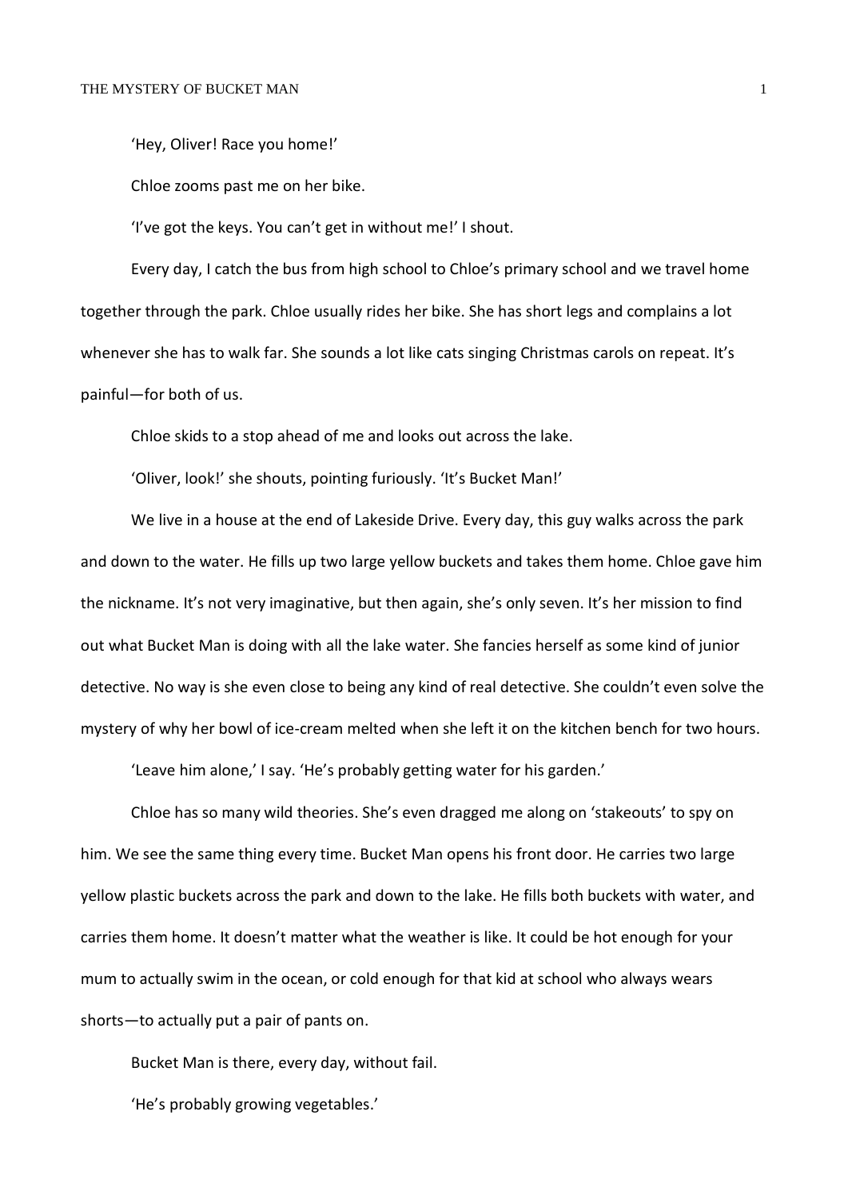'Hey, Oliver! Race you home!'

Chloe zooms past me on her bike.

'I've got the keys. You can't get in without me!' I shout.

Every day, I catch the bus from high school to Chloe's primary school and we travel home together through the park. Chloe usually rides her bike. She has short legs and complains a lot whenever she has to walk far. She sounds a lot like cats singing Christmas carols on repeat. It's painful—for both of us.

Chloe skids to a stop ahead of me and looks out across the lake.

'Oliver, look!' she shouts, pointing furiously. 'It's Bucket Man!'

We live in a house at the end of Lakeside Drive. Every day, this guy walks across the park and down to the water. He fills up two large yellow buckets and takes them home. Chloe gave him the nickname. It's not very imaginative, but then again, she's only seven. It's her mission to find out what Bucket Man is doing with all the lake water. She fancies herself as some kind of junior detective. No way is she even close to being any kind of real detective. She couldn't even solve the mystery of why her bowl of ice-cream melted when she left it on the kitchen bench for two hours.

'Leave him alone,' I say. 'He's probably getting water for his garden.'

Chloe has so many wild theories. She's even dragged me along on 'stakeouts' to spy on him. We see the same thing every time. Bucket Man opens his front door. He carries two large yellow plastic buckets across the park and down to the lake. He fills both buckets with water, and carries them home. It doesn't matter what the weather is like. It could be hot enough for your mum to actually swim in the ocean, or cold enough for that kid at school who always wears shorts—to actually put a pair of pants on.

Bucket Man is there, every day, without fail.

'He's probably growing vegetables.'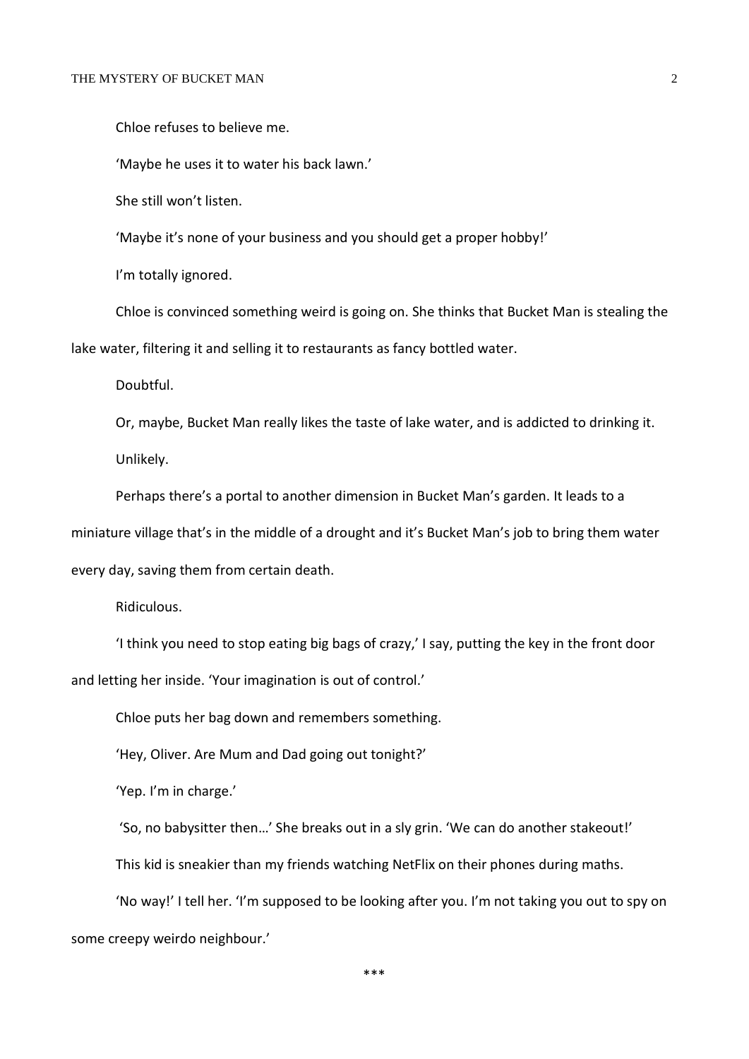Chloe refuses to believe me.

'Maybe he uses it to water his back lawn.'

She still won't listen.

'Maybe it's none of your business and you should get a proper hobby!'

I'm totally ignored.

Chloe is convinced something weird is going on. She thinks that Bucket Man is stealing the lake water, filtering it and selling it to restaurants as fancy bottled water.

Doubtful.

Or, maybe, Bucket Man really likes the taste of lake water, and is addicted to drinking it.

Unlikely.

Perhaps there's a portal to another dimension in Bucket Man's garden. It leads to a miniature village that's in the middle of a drought and it's Bucket Man's job to bring them water every day, saving them from certain death.

Ridiculous.

'I think you need to stop eating big bags of crazy,' I say, putting the key in the front door and letting her inside. 'Your imagination is out of control.'

Chloe puts her bag down and remembers something.

'Hey, Oliver. Are Mum and Dad going out tonight?'

'Yep. I'm in charge.'

'So, no babysitter then…' She breaks out in a sly grin. 'We can do another stakeout!'

This kid is sneakier than my friends watching NetFlix on their phones during maths.

'No way!' I tell her. 'I'm supposed to be looking after you. I'm not taking you out to spy on some creepy weirdo neighbour.'

***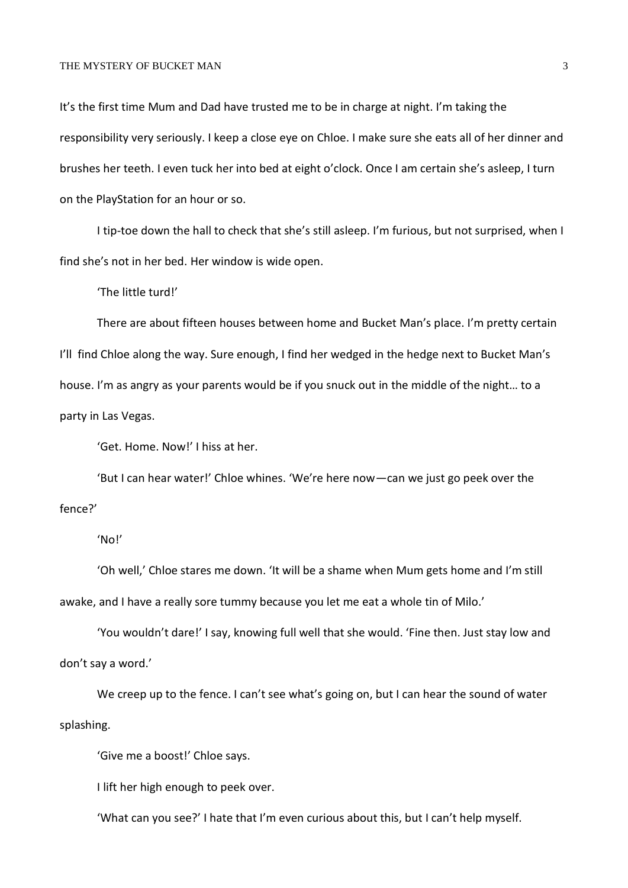It's the first time Mum and Dad have trusted me to be in charge at night. I'm taking the responsibility very seriously. I keep a close eye on Chloe. I make sure she eats all of her dinner and brushes her teeth. I even tuck her into bed at eight o'clock. Once I am certain she's asleep, I turn on the PlayStation for an hour or so.

I tip-toe down the hall to check that she's still asleep. I'm furious, but not surprised, when I find she's not in her bed. Her window is wide open.

'The little turd!'

There are about fifteen houses between home and Bucket Man's place. I'm pretty certain I'll find Chloe along the way. Sure enough, I find her wedged in the hedge next to Bucket Man's house. I'm as angry as your parents would be if you snuck out in the middle of the night… to a party in Las Vegas.

'Get. Home. Now!' I hiss at her.

'But I can hear water!' Chloe whines. 'We're here now—can we just go peek over the fence?'

'No!'

'Oh well,' Chloe stares me down. 'It will be a shame when Mum gets home and I'm still awake, and I have a really sore tummy because you let me eat a whole tin of Milo.'

'You wouldn't dare!' I say, knowing full well that she would. 'Fine then. Just stay low and don't say a word.'

We creep up to the fence. I can't see what's going on, but I can hear the sound of water splashing.

'Give me a boost!' Chloe says.

I lift her high enough to peek over.

'What can you see?' I hate that I'm even curious about this, but I can't help myself.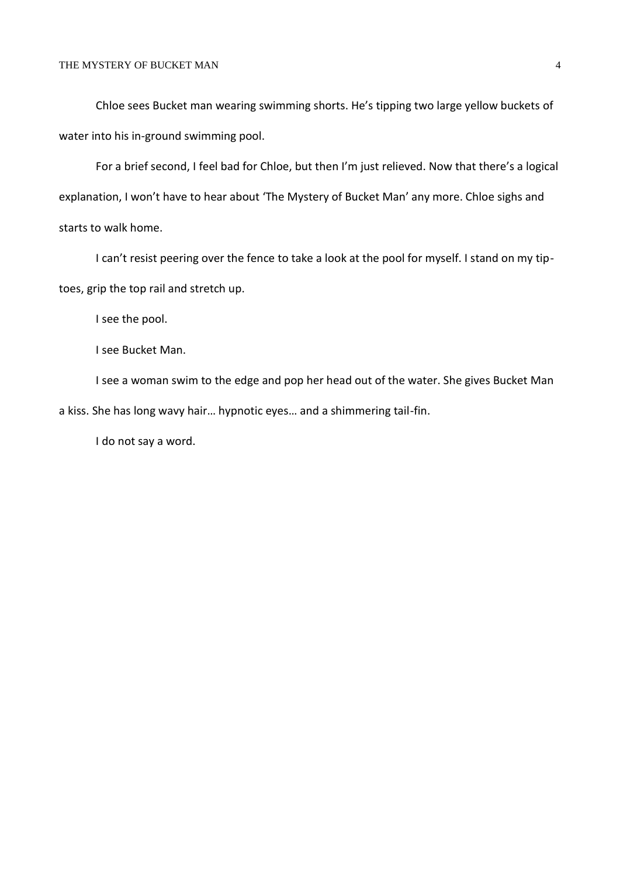Chloe sees Bucket man wearing swimming shorts. He's tipping two large yellow buckets of water into his in-ground swimming pool.

For a brief second, I feel bad for Chloe, but then I'm just relieved. Now that there's a logical explanation, I won't have to hear about 'The Mystery of Bucket Man' any more. Chloe sighs and starts to walk home.

I can't resist peering over the fence to take a look at the pool for myself. I stand on my tip-toes, grip the top rail and stretch up.

I see the pool.

I see Bucket Man.

I see a woman swim to the edge and pop her head out of the water. She gives Bucket Man a kiss. She has long wavy hair… hypnotic eyes… and a shimmering tail-fin.

I do not say a word.